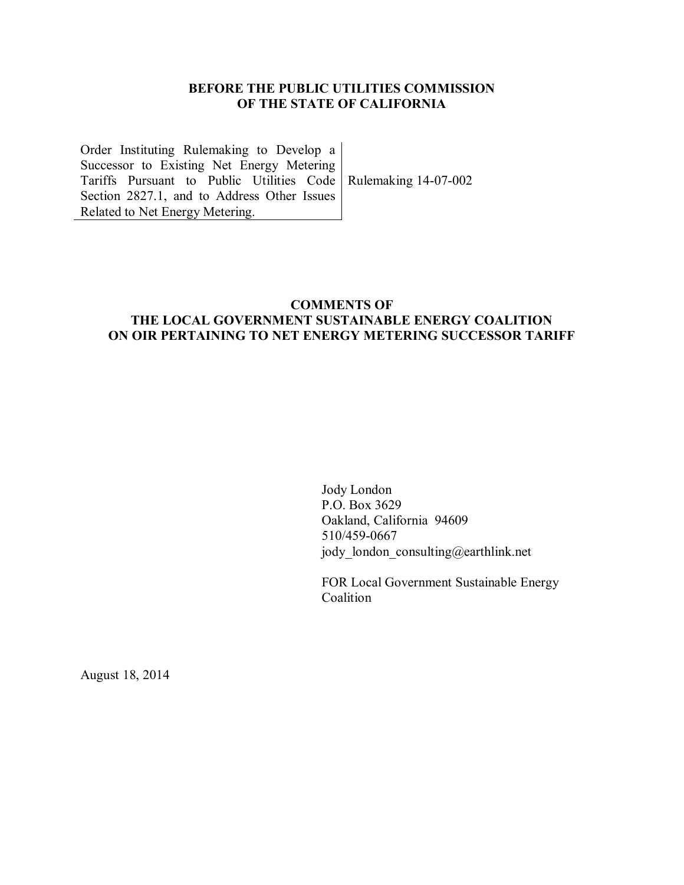**BEFORE THE PUBLIC UTILITIES COMMISSION**
**OF THE STATE OF CALIFORNIA**

| | |
|---|---|
| Order Instituting Rulemaking to Develop a Successor to Existing Net Energy Metering Tariffs Pursuant to Public Utilities Code Section 2827.1, and to Address Other Issues Related to Net Energy Metering. | Rulemaking 14-07-002 |

**COMMENTS OF**
**THE LOCAL GOVERNMENT SUSTAINABLE ENERGY COALITION**
**ON OIR PERTAINING TO NET ENERGY METERING SUCCESSOR TARIFF**

Jody London
P.O. Box 3629
Oakland, California 94609
510/459-0667
jody_london_consulting@earthlink.net

FOR Local Government Sustainable Energy Coalition

August 18, 2014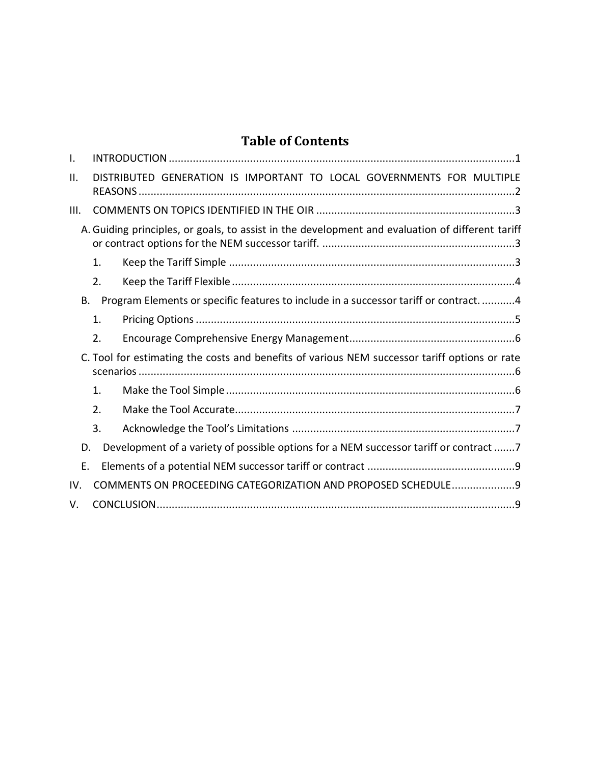# Table of Contents

I. INTRODUCTION ..... 1

II. DISTRIBUTED GENERATION IS IMPORTANT TO LOCAL GOVERNMENTS FOR MULTIPLE REASONS ..... 2

III. COMMENTS ON TOPICS IDENTIFIED IN THE OIR ..... 3

- A. Guiding principles, or goals, to assist in the development and evaluation of different tariff or contract options for the NEM successor tariff. ..... 3
  - 1. Keep the Tariff Simple ..... 3
  - 2. Keep the Tariff Flexible ..... 4
- B. Program Elements or specific features to include in a successor tariff or contract. ..... 4
  - 1. Pricing Options ..... 5
  - 2. Encourage Comprehensive Energy Management ..... 6
- C. Tool for estimating the costs and benefits of various NEM successor tariff options or rate scenarios ..... 6
  - 1. Make the Tool Simple ..... 6
  - 2. Make the Tool Accurate ..... 7
  - 3. Acknowledge the Tool's Limitations ..... 7
- D. Development of a variety of possible options for a NEM successor tariff or contract ..... 7
- E. Elements of a potential NEM successor tariff or contract ..... 9

IV. COMMENTS ON PROCEEDING CATEGORIZATION AND PROPOSED SCHEDULE ..... 9

V. CONCLUSION ..... 9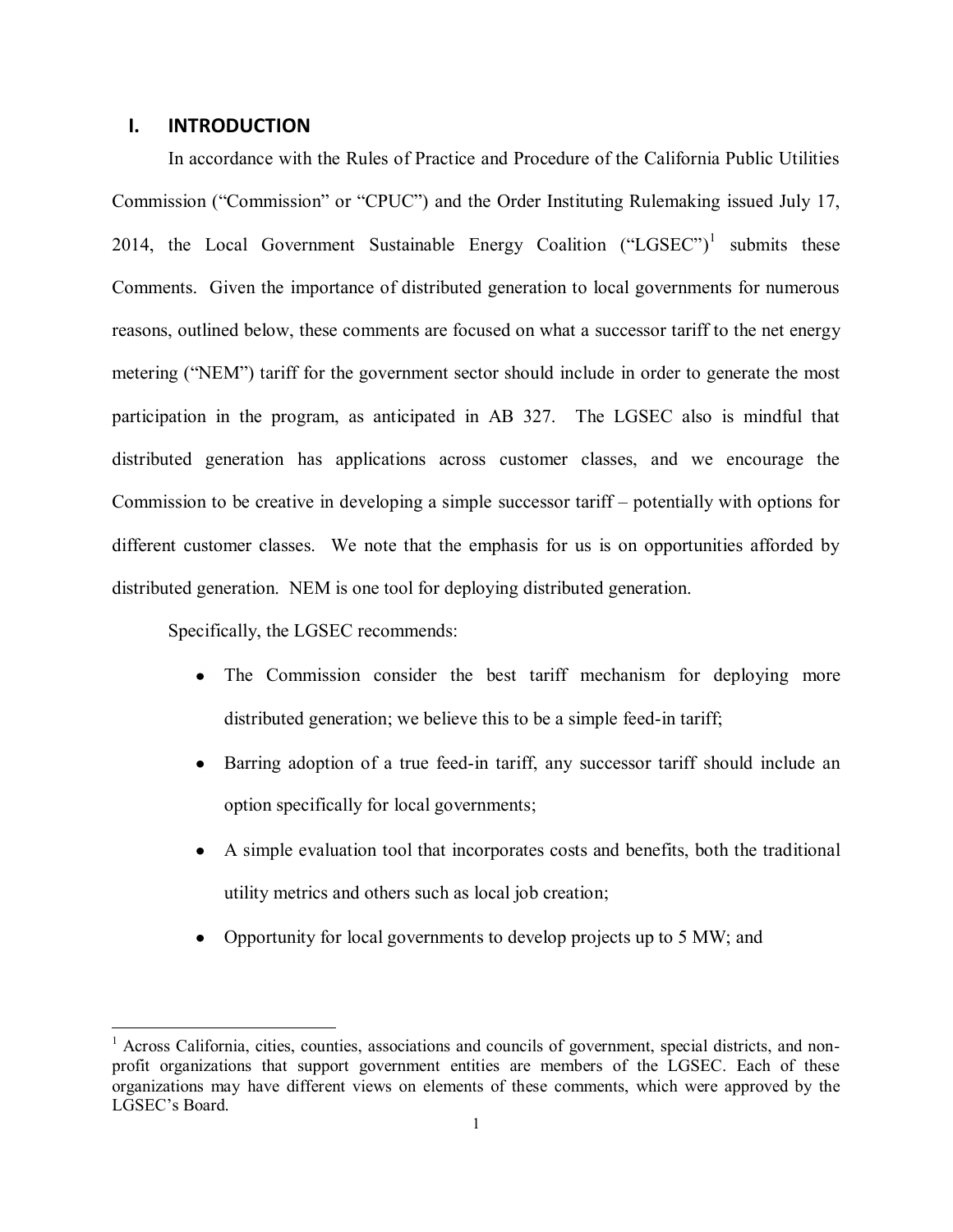## I. INTRODUCTION

In accordance with the Rules of Practice and Procedure of the California Public Utilities Commission ("Commission" or "CPUC") and the Order Instituting Rulemaking issued July 17, 2014, the Local Government Sustainable Energy Coalition ("LGSEC")[1] submits these Comments. Given the importance of distributed generation to local governments for numerous reasons, outlined below, these comments are focused on what a successor tariff to the net energy metering ("NEM") tariff for the government sector should include in order to generate the most participation in the program, as anticipated in AB 327. The LGSEC also is mindful that distributed generation has applications across customer classes, and we encourage the Commission to be creative in developing a simple successor tariff – potentially with options for different customer classes. We note that the emphasis for us is on opportunities afforded by distributed generation. NEM is one tool for deploying distributed generation.

Specifically, the LGSEC recommends:

- The Commission consider the best tariff mechanism for deploying more distributed generation; we believe this to be a simple feed-in tariff;
- Barring adoption of a true feed-in tariff, any successor tariff should include an option specifically for local governments;
- A simple evaluation tool that incorporates costs and benefits, both the traditional utility metrics and others such as local job creation;
- Opportunity for local governments to develop projects up to 5 MW; and

[1] Across California, cities, counties, associations and councils of government, special districts, and non-profit organizations that support government entities are members of the LGSEC. Each of these organizations may have different views on elements of these comments, which were approved by the LGSEC's Board.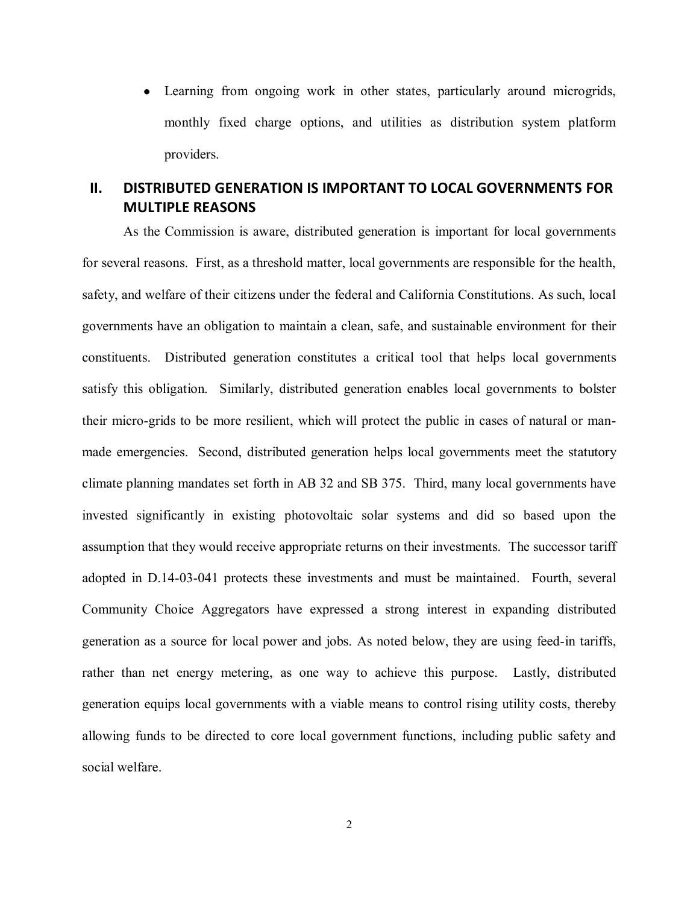- Learning from ongoing work in other states, particularly around microgrids, monthly fixed charge options, and utilities as distribution system platform providers.

## II. DISTRIBUTED GENERATION IS IMPORTANT TO LOCAL GOVERNMENTS FOR MULTIPLE REASONS

As the Commission is aware, distributed generation is important for local governments for several reasons. First, as a threshold matter, local governments are responsible for the health, safety, and welfare of their citizens under the federal and California Constitutions. As such, local governments have an obligation to maintain a clean, safe, and sustainable environment for their constituents. Distributed generation constitutes a critical tool that helps local governments satisfy this obligation. Similarly, distributed generation enables local governments to bolster their micro-grids to be more resilient, which will protect the public in cases of natural or man-made emergencies. Second, distributed generation helps local governments meet the statutory climate planning mandates set forth in AB 32 and SB 375. Third, many local governments have invested significantly in existing photovoltaic solar systems and did so based upon the assumption that they would receive appropriate returns on their investments. The successor tariff adopted in D.14-03-041 protects these investments and must be maintained. Fourth, several Community Choice Aggregators have expressed a strong interest in expanding distributed generation as a source for local power and jobs. As noted below, they are using feed-in tariffs, rather than net energy metering, as one way to achieve this purpose. Lastly, distributed generation equips local governments with a viable means to control rising utility costs, thereby allowing funds to be directed to core local government functions, including public safety and social welfare.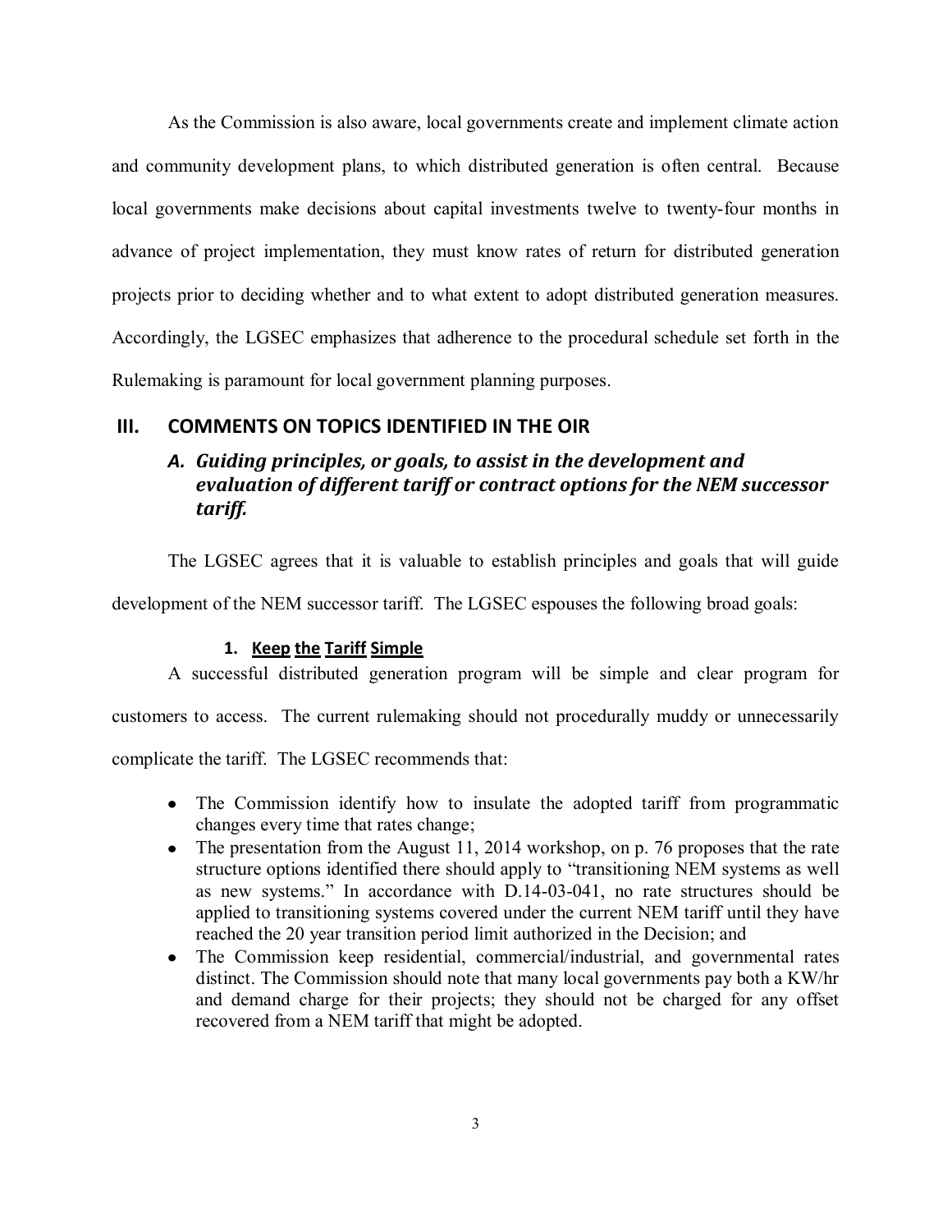As the Commission is also aware, local governments create and implement climate action and community development plans, to which distributed generation is often central. Because local governments make decisions about capital investments twelve to twenty-four months in advance of project implementation, they must know rates of return for distributed generation projects prior to deciding whether and to what extent to adopt distributed generation measures. Accordingly, the LGSEC emphasizes that adherence to the procedural schedule set forth in the Rulemaking is paramount for local government planning purposes.

## III. COMMENTS ON TOPICS IDENTIFIED IN THE OIR

### *A. Guiding principles, or goals, to assist in the development and evaluation of different tariff or contract options for the NEM successor tariff.*

The LGSEC agrees that it is valuable to establish principles and goals that will guide development of the NEM successor tariff. The LGSEC espouses the following broad goals:

#### 1. Keep the Tariff Simple

A successful distributed generation program will be simple and clear program for customers to access. The current rulemaking should not procedurally muddy or unnecessarily complicate the tariff. The LGSEC recommends that:

- The Commission identify how to insulate the adopted tariff from programmatic changes every time that rates change;
- The presentation from the August 11, 2014 workshop, on p. 76 proposes that the rate structure options identified there should apply to "transitioning NEM systems as well as new systems." In accordance with D.14-03-041, no rate structures should be applied to transitioning systems covered under the current NEM tariff until they have reached the 20 year transition period limit authorized in the Decision; and
- The Commission keep residential, commercial/industrial, and governmental rates distinct. The Commission should note that many local governments pay both a KW/hr and demand charge for their projects; they should not be charged for any offset recovered from a NEM tariff that might be adopted.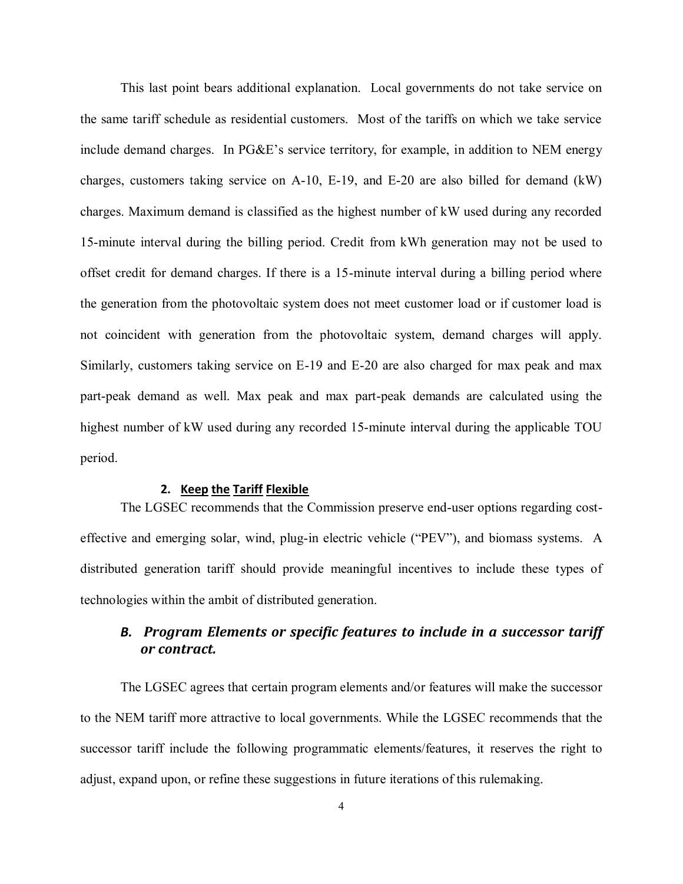This last point bears additional explanation. Local governments do not take service on the same tariff schedule as residential customers. Most of the tariffs on which we take service include demand charges. In PG&E's service territory, for example, in addition to NEM energy charges, customers taking service on A-10, E-19, and E-20 are also billed for demand (kW) charges. Maximum demand is classified as the highest number of kW used during any recorded 15-minute interval during the billing period. Credit from kWh generation may not be used to offset credit for demand charges. If there is a 15-minute interval during a billing period where the generation from the photovoltaic system does not meet customer load or if customer load is not coincident with generation from the photovoltaic system, demand charges will apply. Similarly, customers taking service on E-19 and E-20 are also charged for max peak and max part-peak demand as well. Max peak and max part-peak demands are calculated using the highest number of kW used during any recorded 15-minute interval during the applicable TOU period.

#### 2. **Keep the Tariff Flexible**

The LGSEC recommends that the Commission preserve end-user options regarding cost-effective and emerging solar, wind, plug-in electric vehicle ("PEV"), and biomass systems. A distributed generation tariff should provide meaningful incentives to include these types of technologies within the ambit of distributed generation.

### *B. Program Elements or specific features to include in a successor tariff or contract.*

The LGSEC agrees that certain program elements and/or features will make the successor to the NEM tariff more attractive to local governments. While the LGSEC recommends that the successor tariff include the following programmatic elements/features, it reserves the right to adjust, expand upon, or refine these suggestions in future iterations of this rulemaking.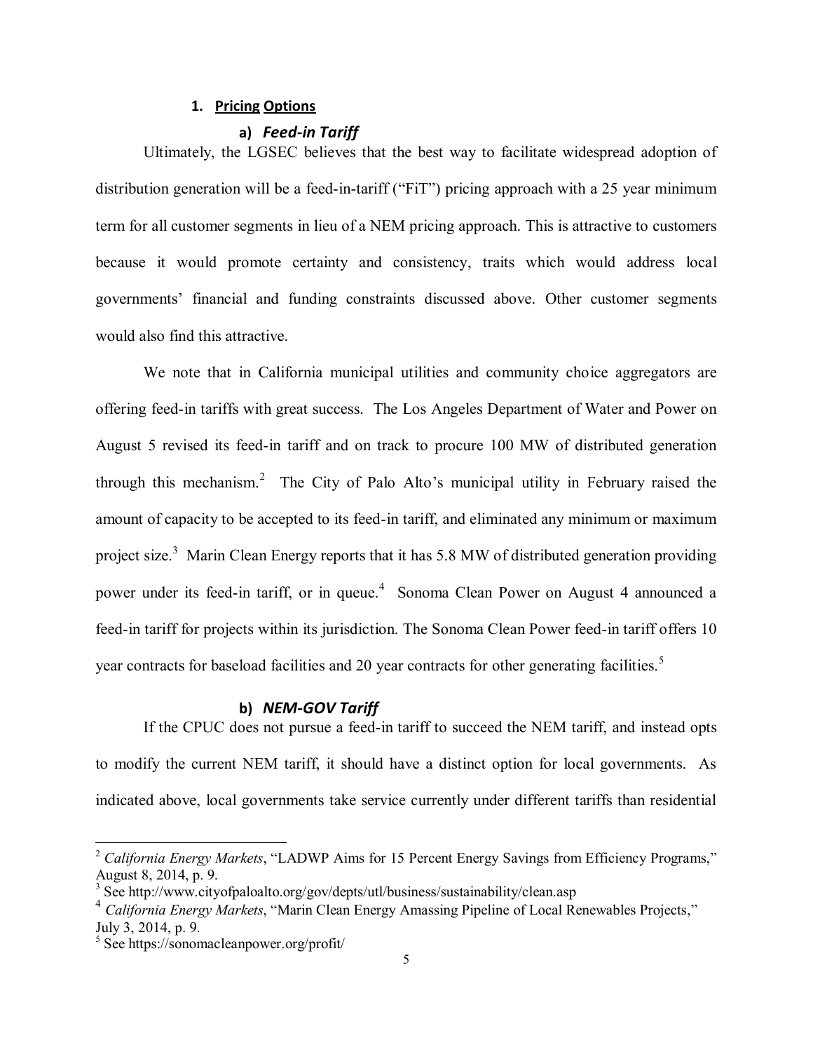### 1. **Pricing Options**

#### a) ***Feed-in Tariff***

Ultimately, the LGSEC believes that the best way to facilitate widespread adoption of distribution generation will be a feed-in-tariff ("FiT") pricing approach with a 25 year minimum term for all customer segments in lieu of a NEM pricing approach. This is attractive to customers because it would promote certainty and consistency, traits which would address local governments' financial and funding constraints discussed above. Other customer segments would also find this attractive.

We note that in California municipal utilities and community choice aggregators are offering feed-in tariffs with great success. The Los Angeles Department of Water and Power on August 5 revised its feed-in tariff and on track to procure 100 MW of distributed generation through this mechanism.[2] The City of Palo Alto's municipal utility in February raised the amount of capacity to be accepted to its feed-in tariff, and eliminated any minimum or maximum project size.[3] Marin Clean Energy reports that it has 5.8 MW of distributed generation providing power under its feed-in tariff, or in queue.[4] Sonoma Clean Power on August 4 announced a feed-in tariff for projects within its jurisdiction. The Sonoma Clean Power feed-in tariff offers 10 year contracts for baseload facilities and 20 year contracts for other generating facilities.[5]

#### b) ***NEM-GOV Tariff***

If the CPUC does not pursue a feed-in tariff to succeed the NEM tariff, and instead opts to modify the current NEM tariff, it should have a distinct option for local governments. As indicated above, local governments take service currently under different tariffs than residential

---

[2] *California Energy Markets*, "LADWP Aims for 15 Percent Energy Savings from Efficiency Programs," August 8, 2014, p. 9.

[3] See http://www.cityofpaloalto.org/gov/depts/utl/business/sustainability/clean.asp

[4] *California Energy Markets*, "Marin Clean Energy Amassing Pipeline of Local Renewables Projects," July 3, 2014, p. 9.

[5] See https://sonomacleanpower.org/profit/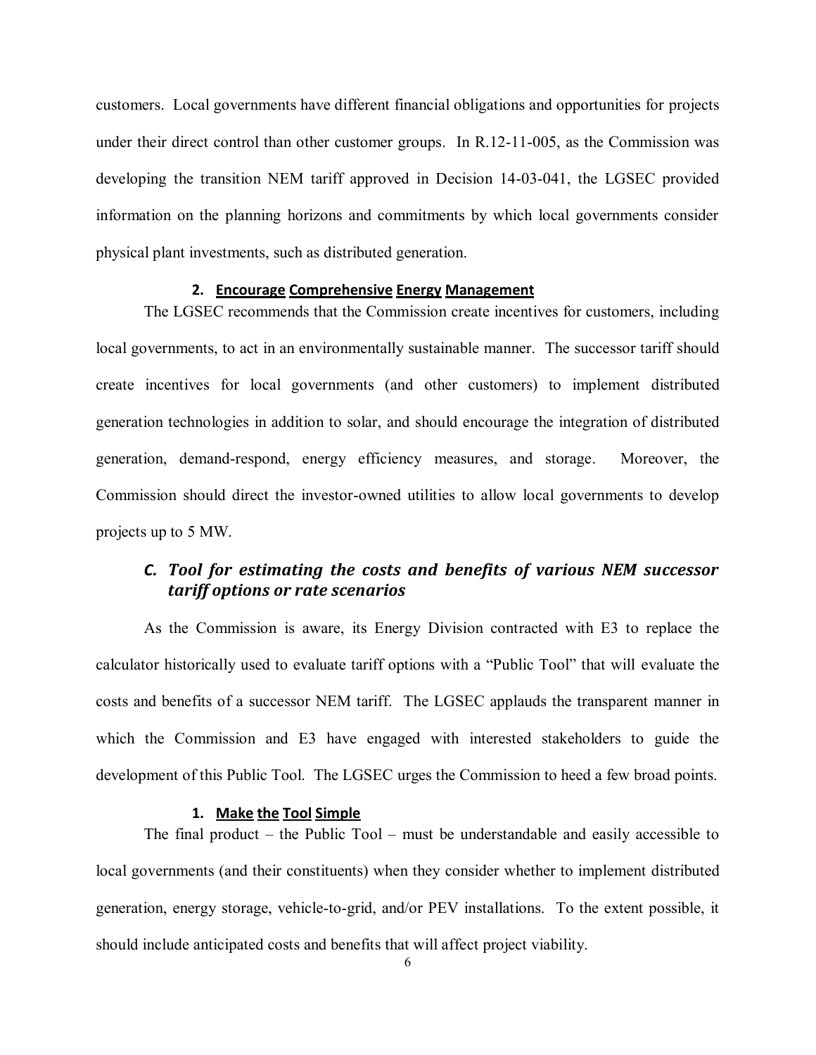customers. Local governments have different financial obligations and opportunities for projects under their direct control than other customer groups. In R.12-11-005, as the Commission was developing the transition NEM tariff approved in Decision 14-03-041, the LGSEC provided information on the planning horizons and commitments by which local governments consider physical plant investments, such as distributed generation.

#### 2. Encourage Comprehensive Energy Management

The LGSEC recommends that the Commission create incentives for customers, including local governments, to act in an environmentally sustainable manner. The successor tariff should create incentives for local governments (and other customers) to implement distributed generation technologies in addition to solar, and should encourage the integration of distributed generation, demand-respond, energy efficiency measures, and storage. Moreover, the Commission should direct the investor-owned utilities to allow local governments to develop projects up to 5 MW.

### *C. Tool for estimating the costs and benefits of various NEM successor tariff options or rate scenarios*

As the Commission is aware, its Energy Division contracted with E3 to replace the calculator historically used to evaluate tariff options with a "Public Tool" that will evaluate the costs and benefits of a successor NEM tariff. The LGSEC applauds the transparent manner in which the Commission and E3 have engaged with interested stakeholders to guide the development of this Public Tool. The LGSEC urges the Commission to heed a few broad points.

#### 1. Make the Tool Simple

The final product – the Public Tool – must be understandable and easily accessible to local governments (and their constituents) when they consider whether to implement distributed generation, energy storage, vehicle-to-grid, and/or PEV installations. To the extent possible, it should include anticipated costs and benefits that will affect project viability.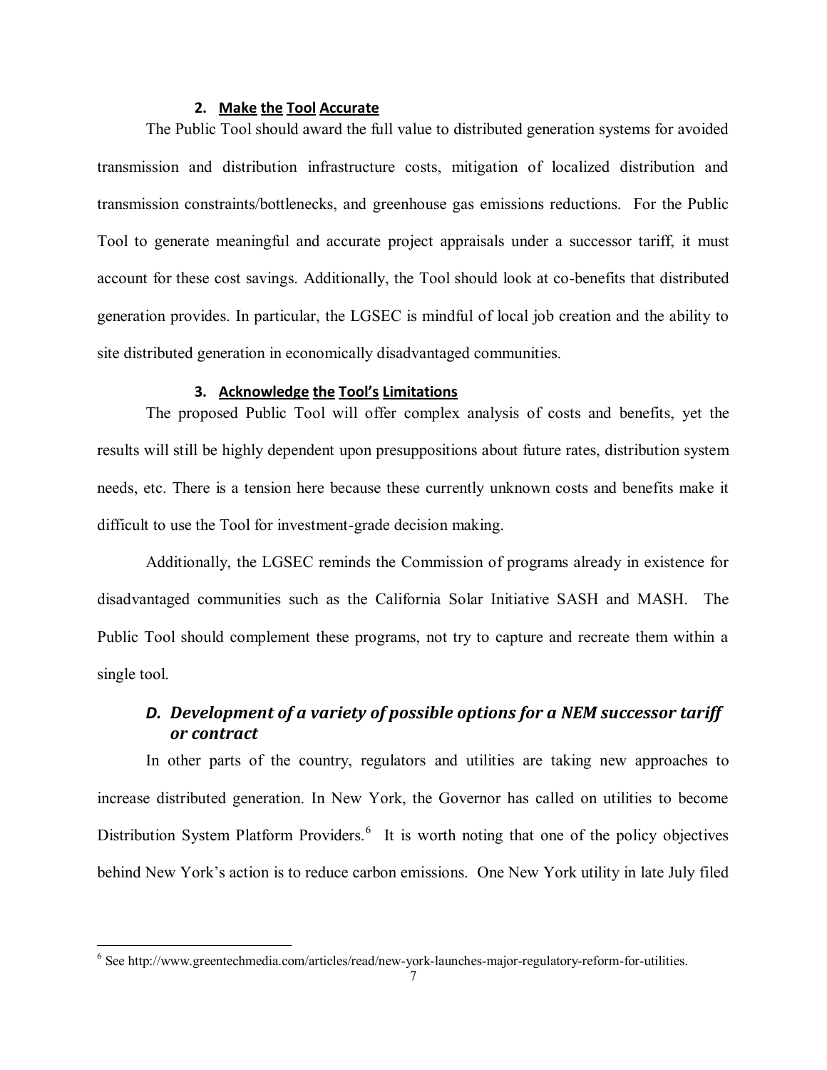### 2. Make the Tool Accurate

The Public Tool should award the full value to distributed generation systems for avoided transmission and distribution infrastructure costs, mitigation of localized distribution and transmission constraints/bottlenecks, and greenhouse gas emissions reductions. For the Public Tool to generate meaningful and accurate project appraisals under a successor tariff, it must account for these cost savings. Additionally, the Tool should look at co-benefits that distributed generation provides. In particular, the LGSEC is mindful of local job creation and the ability to site distributed generation in economically disadvantaged communities.

### 3. Acknowledge the Tool's Limitations

The proposed Public Tool will offer complex analysis of costs and benefits, yet the results will still be highly dependent upon presuppositions about future rates, distribution system needs, etc. There is a tension here because these currently unknown costs and benefits make it difficult to use the Tool for investment-grade decision making.

Additionally, the LGSEC reminds the Commission of programs already in existence for disadvantaged communities such as the California Solar Initiative SASH and MASH. The Public Tool should complement these programs, not try to capture and recreate them within a single tool.

## *D. Development of a variety of possible options for a NEM successor tariff or contract*

In other parts of the country, regulators and utilities are taking new approaches to increase distributed generation. In New York, the Governor has called on utilities to become Distribution System Platform Providers.[6] It is worth noting that one of the policy objectives behind New York's action is to reduce carbon emissions. One New York utility in late July filed

---

[6] See http://www.greentechmedia.com/articles/read/new-york-launches-major-regulatory-reform-for-utilities.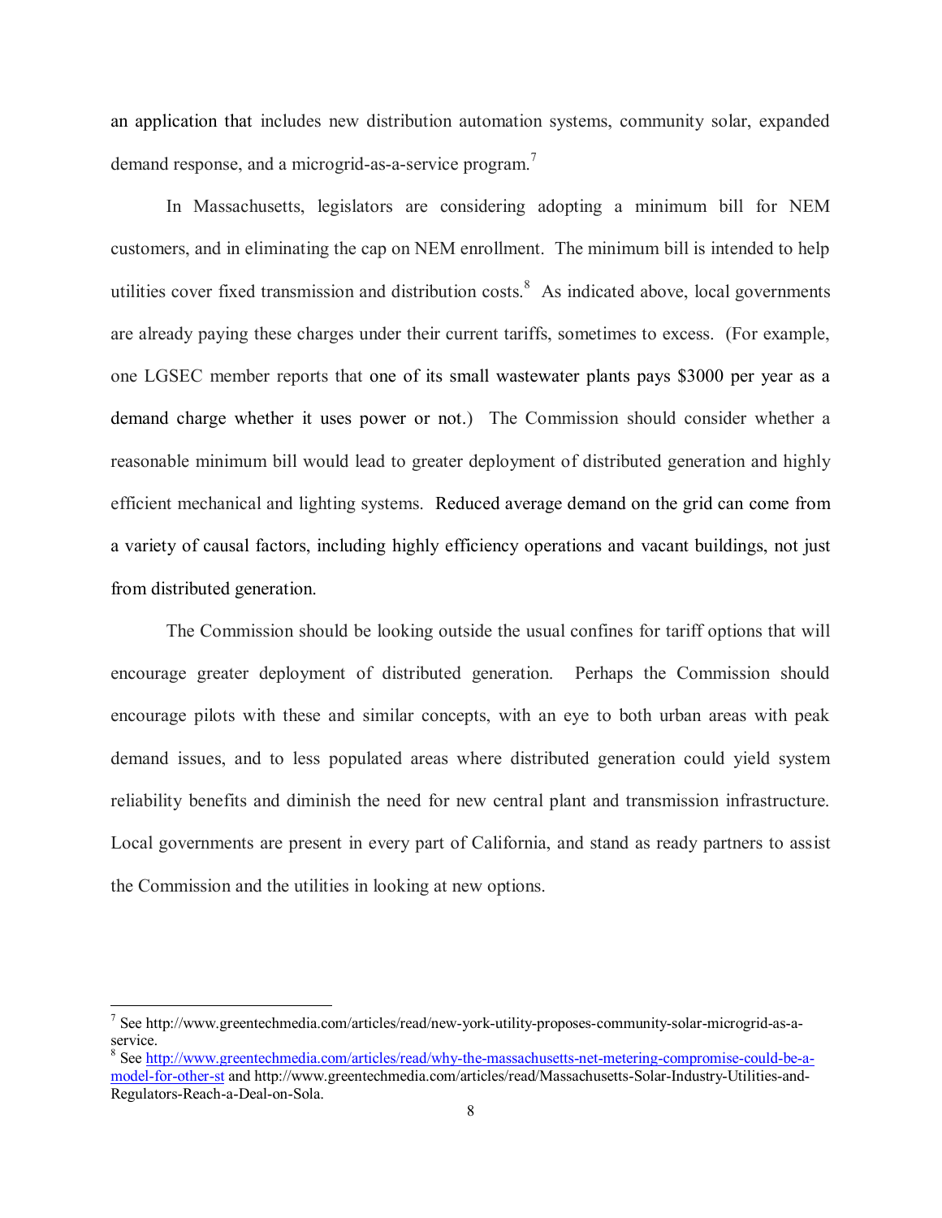an application that includes new distribution automation systems, community solar, expanded demand response, and a microgrid-as-a-service program.[7]

In Massachusetts, legislators are considering adopting a minimum bill for NEM customers, and in eliminating the cap on NEM enrollment. The minimum bill is intended to help utilities cover fixed transmission and distribution costs.[8] As indicated above, local governments are already paying these charges under their current tariffs, sometimes to excess. (For example, one LGSEC member reports that one of its small wastewater plants pays $3000 per year as a demand charge whether it uses power or not.) The Commission should consider whether a reasonable minimum bill would lead to greater deployment of distributed generation and highly efficient mechanical and lighting systems. Reduced average demand on the grid can come from a variety of causal factors, including highly efficiency operations and vacant buildings, not just from distributed generation.

The Commission should be looking outside the usual confines for tariff options that will encourage greater deployment of distributed generation. Perhaps the Commission should encourage pilots with these and similar concepts, with an eye to both urban areas with peak demand issues, and to less populated areas where distributed generation could yield system reliability benefits and diminish the need for new central plant and transmission infrastructure. Local governments are present in every part of California, and stand as ready partners to assist the Commission and the utilities in looking at new options.

---

[7] See http://www.greentechmedia.com/articles/read/new-york-utility-proposes-community-solar-microgrid-as-a-service.

[8] See [http://www.greentechmedia.com/articles/read/why-the-massachusetts-net-metering-compromise-could-be-a-model-for-other-st](http://www.greentechmedia.com/articles/read/why-the-massachusetts-net-metering-compromise-could-be-a-model-for-other-st) and http://www.greentechmedia.com/articles/read/Massachusetts-Solar-Industry-Utilities-and-Regulators-Reach-a-Deal-on-Sola.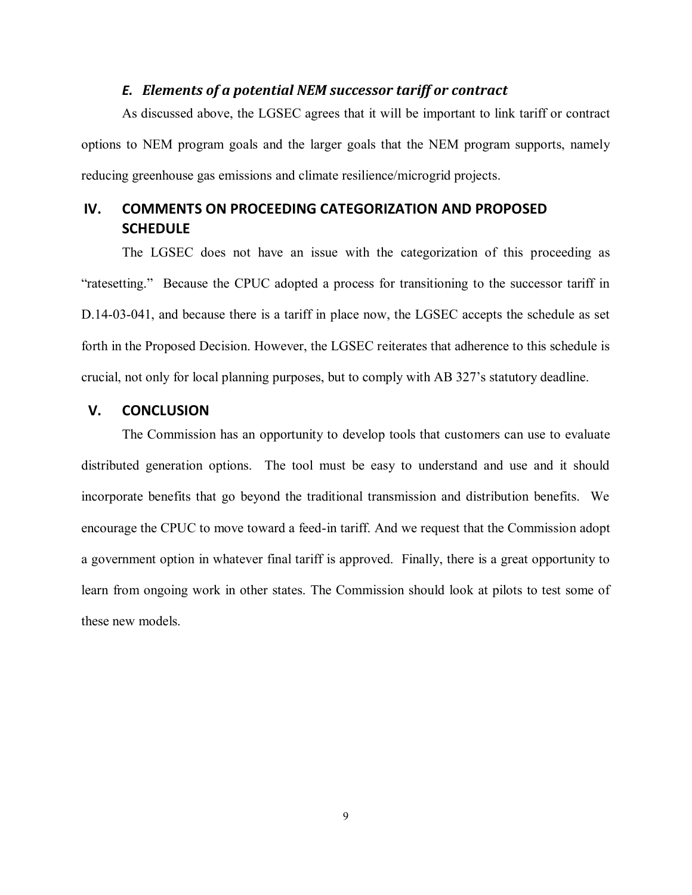### *E. Elements of a potential NEM successor tariff or contract*

As discussed above, the LGSEC agrees that it will be important to link tariff or contract options to NEM program goals and the larger goals that the NEM program supports, namely reducing greenhouse gas emissions and climate resilience/microgrid projects.

## IV. COMMENTS ON PROCEEDING CATEGORIZATION AND PROPOSED SCHEDULE

The LGSEC does not have an issue with the categorization of this proceeding as "ratesetting." Because the CPUC adopted a process for transitioning to the successor tariff in D.14-03-041, and because there is a tariff in place now, the LGSEC accepts the schedule as set forth in the Proposed Decision. However, the LGSEC reiterates that adherence to this schedule is crucial, not only for local planning purposes, but to comply with AB 327's statutory deadline.

## V. CONCLUSION

The Commission has an opportunity to develop tools that customers can use to evaluate distributed generation options. The tool must be easy to understand and use and it should incorporate benefits that go beyond the traditional transmission and distribution benefits. We encourage the CPUC to move toward a feed-in tariff. And we request that the Commission adopt a government option in whatever final tariff is approved. Finally, there is a great opportunity to learn from ongoing work in other states. The Commission should look at pilots to test some of these new models.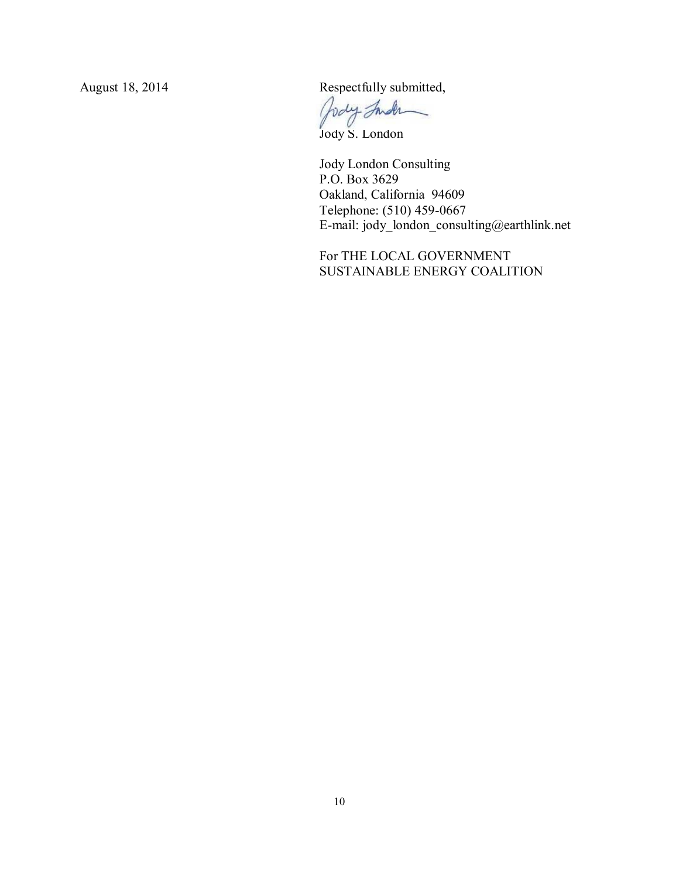August 18, 2014

Respectfully submitted,

Jody S. London

Jody London Consulting
P.O. Box 3629
Oakland, California 94609
Telephone: (510) 459-0667
E-mail: jody_london_consulting@earthlink.net

For THE LOCAL GOVERNMENT SUSTAINABLE ENERGY COALITION